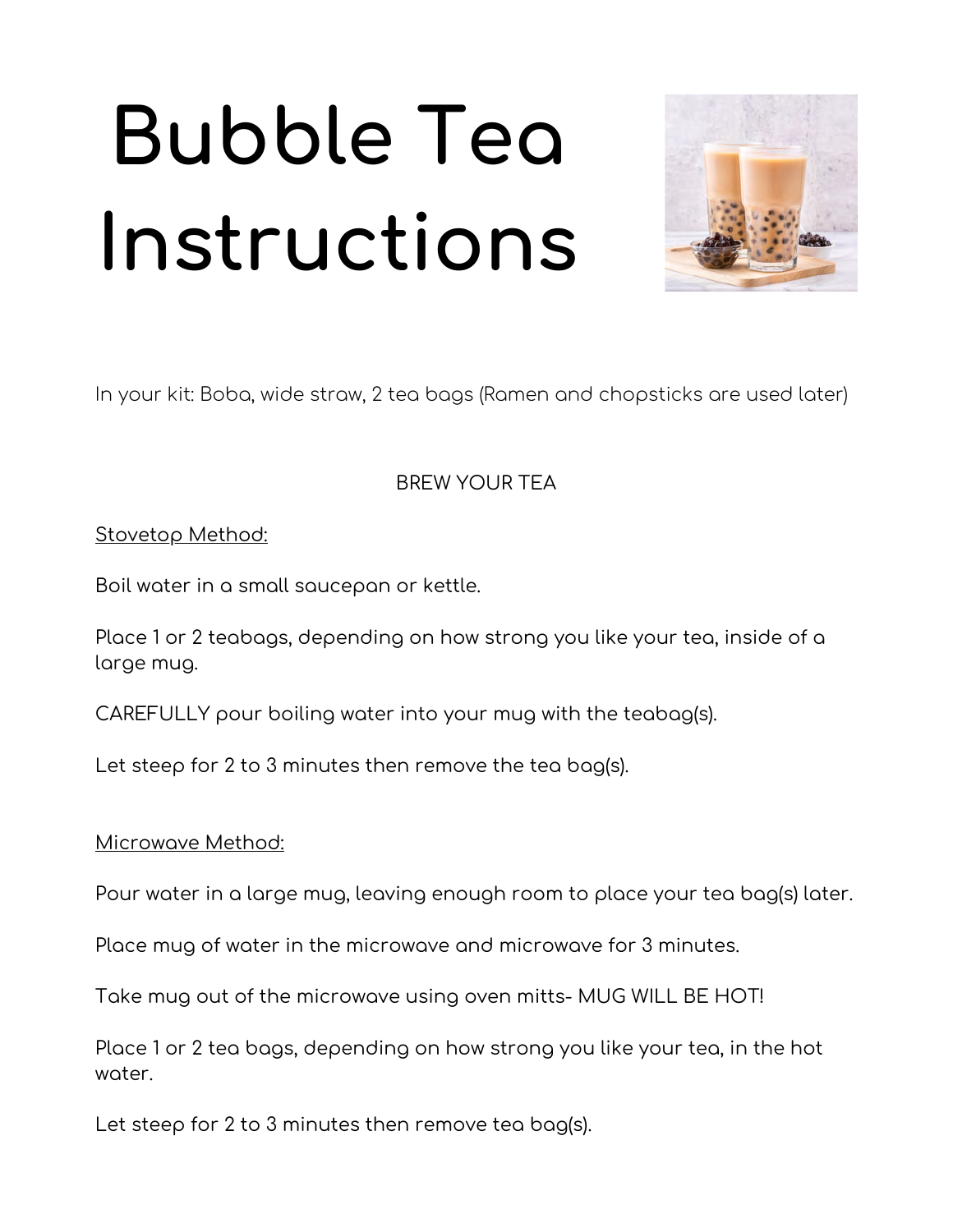# Bubble Tea Instructions

In your kit: Boba, wide straw, 2 tea bags (Ramen and chopsticks are used later)

BREW YOUR TEA

<u>Stovetop Method:</u>

Boil water in a small saucepan or kettle.

Place 1 or 2 teabags, depending on how strong you like your tea, inside of a large mug.

CAREFULLY pour boiling water into your mug with the teabag(s).

Let steep for 2 to 3 minutes then remove the tea bag(s).

<u>Microwave Method:</u>

Pour water in a large mug, leaving enough room to place your tea bag(s) later.

Place mug of water in the microwave and microwave for 3 minutes.

Take mug out of the microwave using oven mitts- MUG WILL BE HOT!

Place 1 or 2 tea bags, depending on how strong you like your tea, in the hot water.

Let steep for 2 to 3 minutes then remove tea bag(s).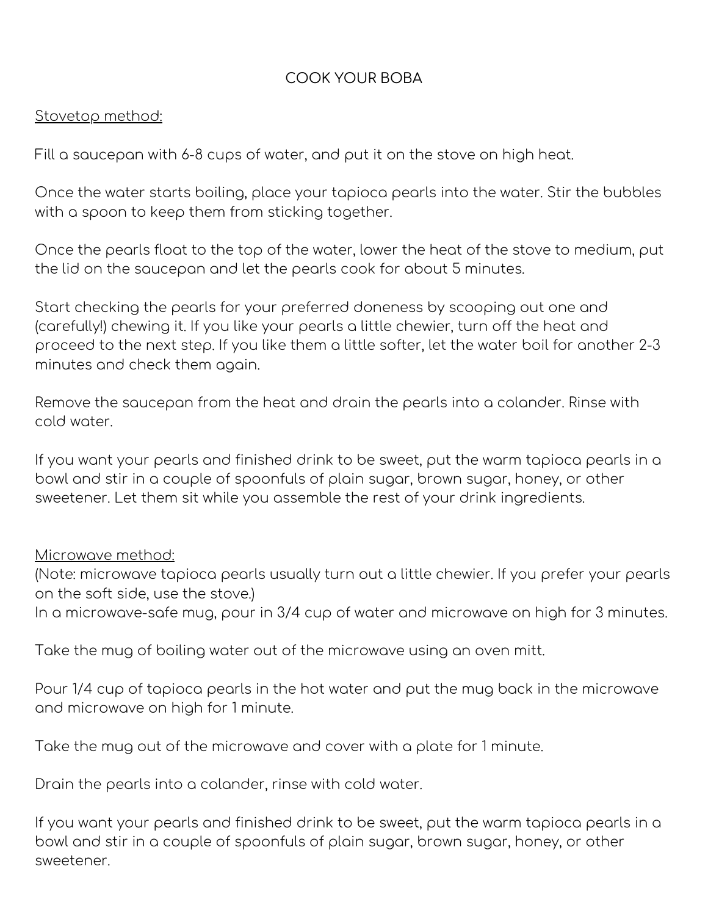# COOK YOUR BOBA

<u>Stovetop method:</u>

Fill a saucepan with 6-8 cups of water, and put it on the stove on high heat.

Once the water starts boiling, place your tapioca pearls into the water. Stir the bubbles with a spoon to keep them from sticking together.

Once the pearls float to the top of the water, lower the heat of the stove to medium, put the lid on the saucepan and let the pearls cook for about 5 minutes.

Start checking the pearls for your preferred doneness by scooping out one and (carefully!) chewing it. If you like your pearls a little chewier, turn off the heat and proceed to the next step. If you like them a little softer, let the water boil for another 2-3 minutes and check them again.

Remove the saucepan from the heat and drain the pearls into a colander. Rinse with cold water.

If you want your pearls and finished drink to be sweet, put the warm tapioca pearls in a bowl and stir in a couple of spoonfuls of plain sugar, brown sugar, honey, or other sweetener. Let them sit while you assemble the rest of your drink ingredients.

<u>Microwave method:</u>

(Note: microwave tapioca pearls usually turn out a little chewier. If you prefer your pearls on the soft side, use the stove.)

In a microwave-safe mug, pour in 3/4 cup of water and microwave on high for 3 minutes.

Take the mug of boiling water out of the microwave using an oven mitt.

Pour 1/4 cup of tapioca pearls in the hot water and put the mug back in the microwave and microwave on high for 1 minute.

Take the mug out of the microwave and cover with a plate for 1 minute.

Drain the pearls into a colander, rinse with cold water.

If you want your pearls and finished drink to be sweet, put the warm tapioca pearls in a bowl and stir in a couple of spoonfuls of plain sugar, brown sugar, honey, or other sweetener.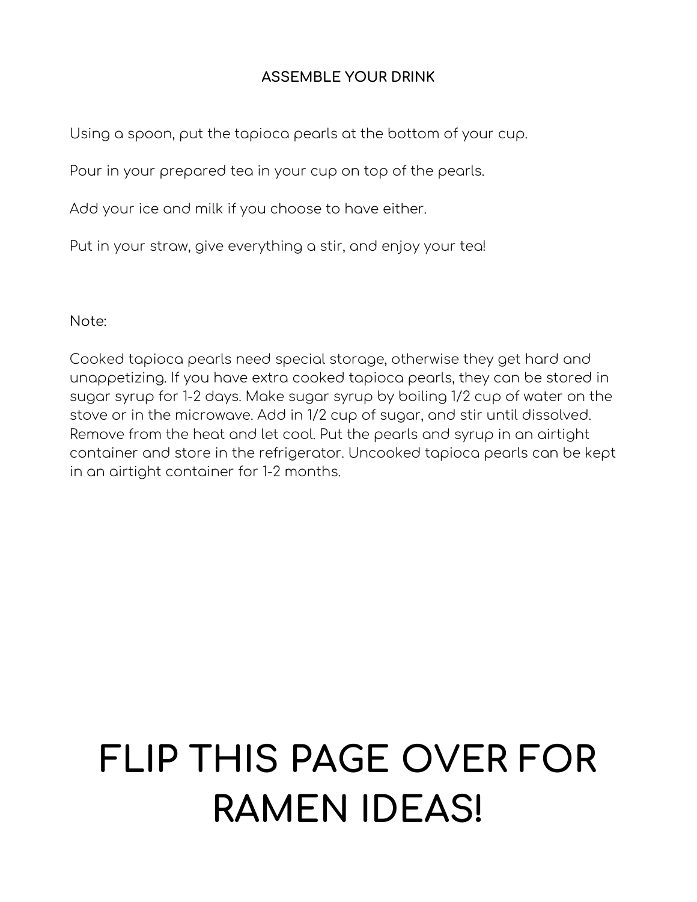## ASSEMBLE YOUR DRINK

Using a spoon, put the tapioca pearls at the bottom of your cup.

Pour in your prepared tea in your cup on top of the pearls.

Add your ice and milk if you choose to have either.

Put in your straw, give everything a stir, and enjoy your tea!

Note:

Cooked tapioca pearls need special storage, otherwise they get hard and unappetizing. If you have extra cooked tapioca pearls, they can be stored in sugar syrup for 1-2 days. Make sugar syrup by boiling 1/2 cup of water on the stove or in the microwave. Add in 1/2 cup of sugar, and stir until dissolved. Remove from the heat and let cool. Put the pearls and syrup in an airtight container and store in the refrigerator. Uncooked tapioca pearls can be kept in an airtight container for 1-2 months.

# FLIP THIS PAGE OVER FOR RAMEN IDEAS!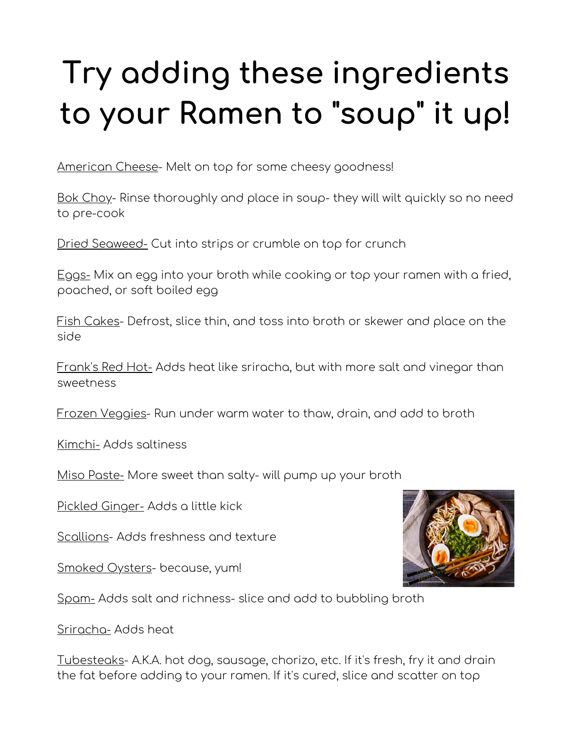# Try adding these ingredients to your Ramen to "soup" it up!

American Cheese- Melt on top for some cheesy goodness!

Bok Choy- Rinse thoroughly and place in soup- they will wilt quickly so no need to pre-cook

Dried Seaweed- Cut into strips or crumble on top for crunch

Eggs- Mix an egg into your broth while cooking or top your ramen with a fried, poached, or soft boiled egg

Fish Cakes- Defrost, slice thin, and toss into broth or skewer and place on the side

Frank's Red Hot- Adds heat like sriracha, but with more salt and vinegar than sweetness

Frozen Veggies- Run under warm water to thaw, drain, and add to broth

Kimchi- Adds saltiness

Miso Paste- More sweet than salty- will pump up your broth

Pickled Ginger- Adds a little kick

Scallions- Adds freshness and texture

Smoked Oysters- because, yum!

Spam- Adds salt and richness- slice and add to bubbling broth

Sriracha- Adds heat

Tubesteaks- A.K.A. hot dog, sausage, chorizo, etc. If it's fresh, fry it and drain the fat before adding to your ramen. If it's cured, slice and scatter on top